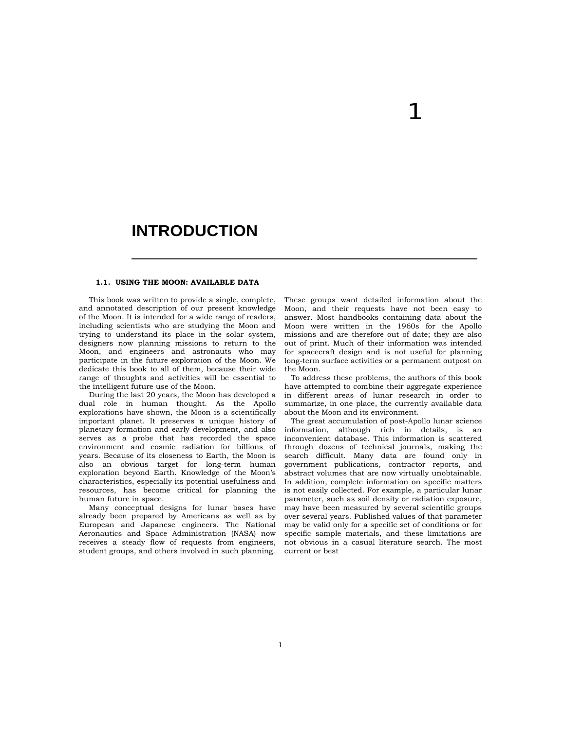# 1

# INTRODUCTION

### 1.1. USING THE MOON: AVAILABLE DATA

This book was written to provide a single, complete, and annotated description of our present knowledge of the Moon. It is intended for a wide range of readers, including scientists who are studying the Moon and trying to understand its place in the solar system, designers now planning missions to return to the Moon, and engineers and astronauts who may participate in the future exploration of the Moon. We dedicate this book to all of them, because their wide range of thoughts and activities will be essential to the intelligent future use of the Moon.

During the last 20 years, the Moon has developed a dual role in human thought. As the Apollo explorations have shown, the Moon is a scientifically important planet. It preserves a unique history of planetary formation and early development, and also serves as a probe that has recorded the space environment and cosmic radiation for billions of years. Because of its closeness to Earth, the Moon is also an obvious target for long-term human exploration beyond Earth. Knowledge of the Moon's characteristics, especially its potential usefulness and resources, has become critical for planning the human future in space.

Many conceptual designs for lunar bases have already been prepared by Americans as well as by European and Japanese engineers. The National Aeronautics and Space Administration (NASA) now receives a steady flow of requests from engineers, student groups, and others involved in such planning. These groups want detailed information about the Moon, and their requests have not been easy to answer. Most handbooks containing data about the Moon were written in the 1960s for the Apollo missions and are therefore out of date; they are also out of print. Much of their information was intended for spacecraft design and is not useful for planning long-term surface activities or a permanent outpost on the Moon.

To address these problems, the authors of this book have attempted to combine their aggregate experience in different areas of lunar research in order to summarize, in one place, the currently available data about the Moon and its environment.

The great accumulation of post-Apollo lunar science information, although rich in details, is an inconvenient database. This information is scattered through dozens of technical journals, making the search difficult. Many data are found only in government publications, contractor reports, and abstract volumes that are now virtually unobtainable. In addition, complete information on specific matters is not easily collected. For example, a particular lunar parameter, such as soil density or radiation exposure, may have been measured by several scientific groups over several years. Published values of that parameter may be valid only for a specific set of conditions or for specific sample materials, and these limitations are not obvious in a casual literature search. The most current or best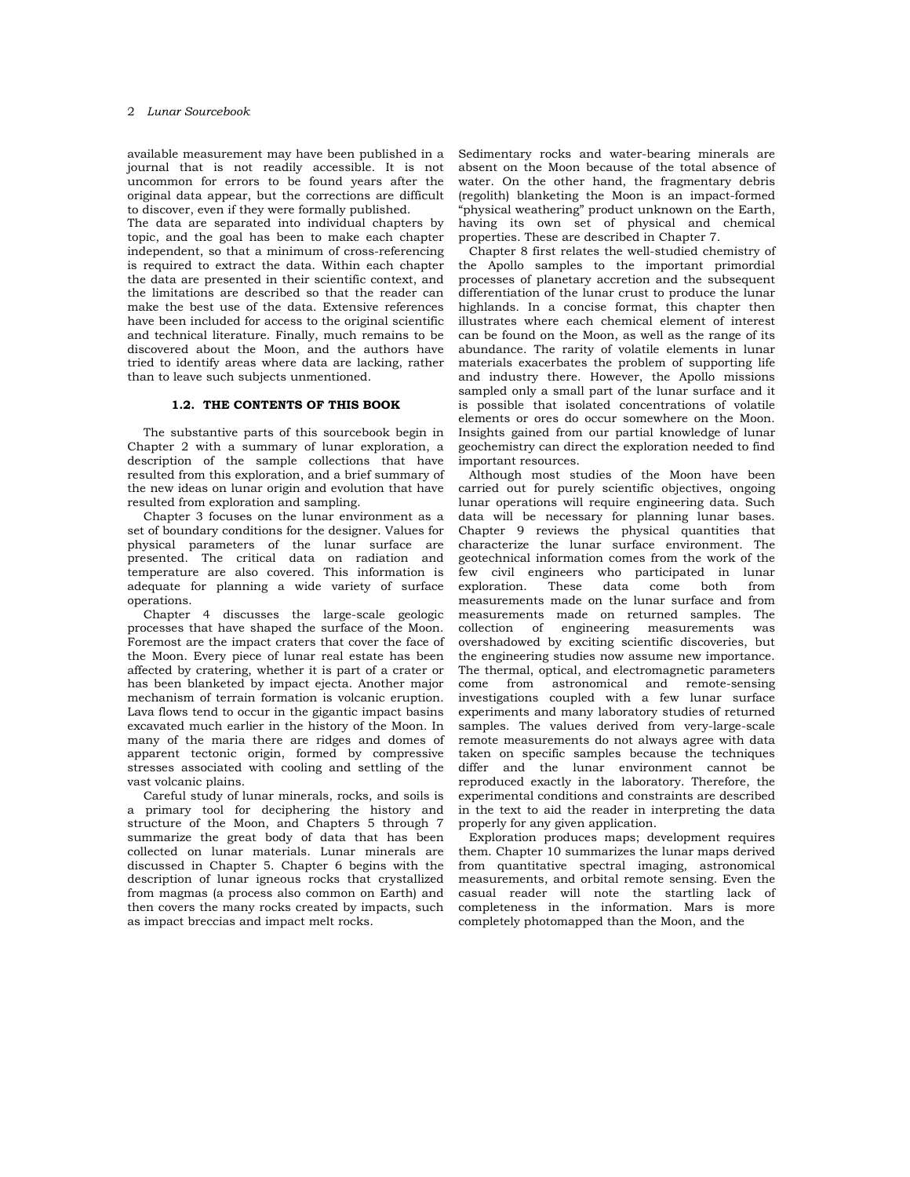available measurement may have been published in a journal that is not readily accessible. It is not uncommon for errors to be found years after the original data appear, but the corrections are difficult to discover, even if they were formally published.

The data are separated into individual chapters by topic, and the goal has been to make each chapter independent, so that a minimum of cross-referencing is required to extract the data. Within each chapter the data are presented in their scientific context, and the limitations are described so that the reader can make the best use of the data. Extensive references have been included for access to the original scientific and technical literature. Finally, much remains to be discovered about the Moon, and the authors have tried to identify areas where data are lacking, rather than to leave such subjects unmentioned.

### 1.2. THE CONTENTS OF THIS BOOK

The substantive parts of this sourcebook begin in Chapter 2 with a summary of lunar exploration, a description of the sample collections that have resulted from this exploration, and a brief summary of the new ideas on lunar origin and evolution that have resulted from exploration and sampling.

Chapter 3 focuses on the lunar environment as a set of boundary conditions for the designer. Values for physical parameters of the lunar surface are presented. The critical data on radiation and temperature are also covered. This information is adequate for planning a wide variety of surface operations.

Chapter 4 discusses the large-scale geologic processes that have shaped the surface of the Moon. Foremost are the impact craters that cover the face of the Moon. Every piece of lunar real estate has been affected by cratering, whether it is part of a crater or has been blanketed by impact ejecta. Another major mechanism of terrain formation is volcanic eruption. Lava flows tend to occur in the gigantic impact basins excavated much earlier in the history of the Moon. In many of the maria there are ridges and domes of apparent tectonic origin, formed by compressive stresses associated with cooling and settling of the vast volcanic plains.

Careful study of lunar minerals, rocks, and soils is a primary tool for deciphering the history and structure of the Moon, and Chapters 5 through 7 summarize the great body of data that has been collected on lunar materials. Lunar minerals are discussed in Chapter 5. Chapter 6 begins with the description of lunar igneous rocks that crystallized from magmas (a process also common on Earth) and then covers the many rocks created by impacts, such as impact breccias and impact melt rocks.

Sedimentary rocks and water-bearing minerals are absent on the Moon because of the total absence of water. On the other hand, the fragmentary debris (regolith) blanketing the Moon is an impact-formed "physical weathering" product unknown on the Earth, having its own set of physical and chemical properties. These are described in Chapter 7.

Chapter 8 first relates the well-studied chemistry of the Apollo samples to the important primordial processes of planetary accretion and the subsequent differentiation of the lunar crust to produce the lunar highlands. In a concise format, this chapter then illustrates where each chemical element of interest can be found on the Moon, as well as the range of its abundance. The rarity of volatile elements in lunar materials exacerbates the problem of supporting life and industry there. However, the Apollo missions sampled only a small part of the lunar surface and it is possible that isolated concentrations of volatile elements or ores do occur somewhere on the Moon. Insights gained from our partial knowledge of lunar geochemistry can direct the exploration needed to find important resources.

Although most studies of the Moon have been carried out for purely scientific objectives, ongoing lunar operations will require engineering data. Such data will be necessary for planning lunar bases. Chapter 9 reviews the physical quantities that characterize the lunar surface environment. The geotechnical information comes from the work of the few civil engineers who participated in lunar exploration. These data come both from measurements made on the lunar surface and from measurements made on returned samples. The collection of engineering measurements was overshadowed by exciting scientific discoveries, but the engineering studies now assume new importance. The thermal, optical, and electromagnetic parameters come from astronomical and remote-sensing investigations coupled with a few lunar surface experiments and many laboratory studies of returned samples. The values derived from very-large-scale remote measurements do not always agree with data taken on specific samples because the techniques differ and the lunar environment cannot be reproduced exactly in the laboratory. Therefore, the experimental conditions and constraints are described in the text to aid the reader in interpreting the data properly for any given application.

Exploration produces maps; development requires them. Chapter 10 summarizes the lunar maps derived from quantitative spectral imaging, astronomical measurements, and orbital remote sensing. Even the casual reader will note the startling lack of completeness in the information. Mars is more completely photomapped than the Moon, and the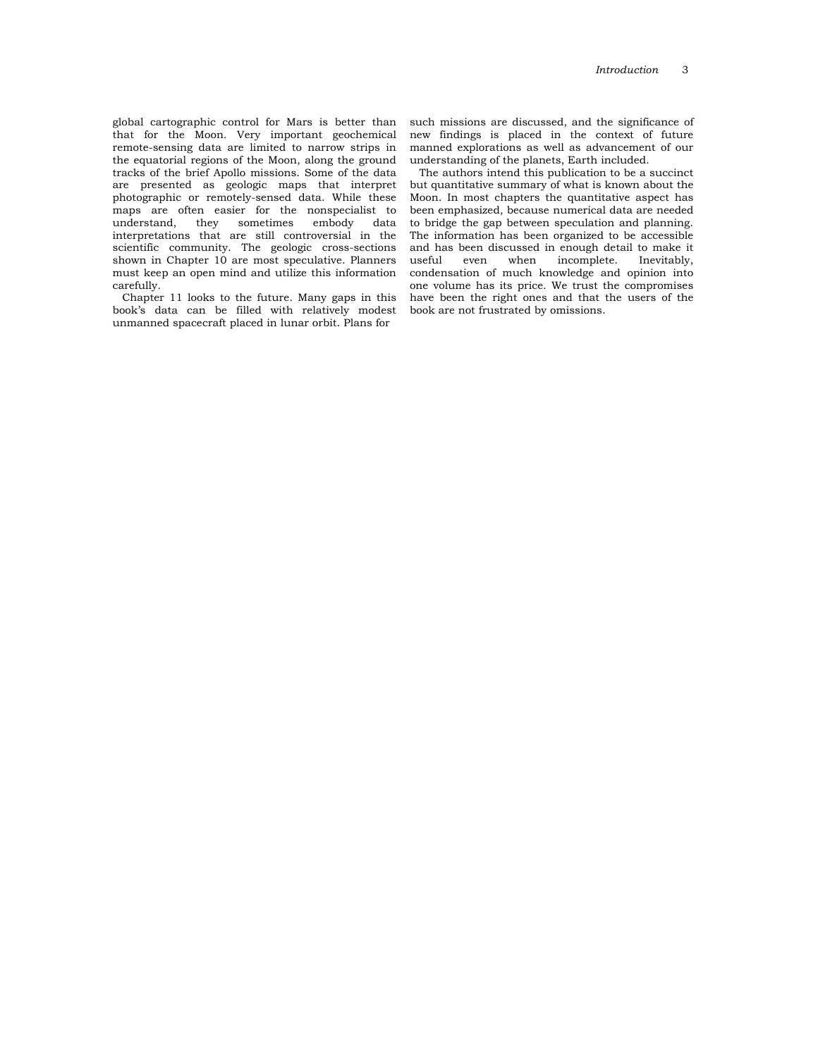global cartographic control for Mars is better than that for the Moon. Very important geochemical remote-sensing data are limited to narrow strips in the equatorial regions of the Moon, along the ground tracks of the brief Apollo missions. Some of the data are presented as geologic maps that interpret photographic or remotely-sensed data. While these maps are often easier for the nonspecialist to understand, they sometimes embody data interpretations that are still controversial in the scientific community. The geologic cross-sections shown in Chapter 10 are most speculative. Planners must keep an open mind and utilize this information carefully.

Chapter 11 looks to the future. Many gaps in this book's data can be filled with relatively modest unmanned spacecraft placed in lunar orbit. Plans for such missions are discussed, and the significance of new findings is placed in the context of future manned explorations as well as advancement of our understanding of the planets, Earth included.

The authors intend this publication to be a succinct but quantitative summary of what is known about the Moon. In most chapters the quantitative aspect has been emphasized, because numerical data are needed to bridge the gap between speculation and planning. The information has been organized to be accessible and has been discussed in enough detail to make it useful even when incomplete. Inevitably, condensation of much knowledge and opinion into one volume has its price. We trust the compromises have been the right ones and that the users of the book are not frustrated by omissions.